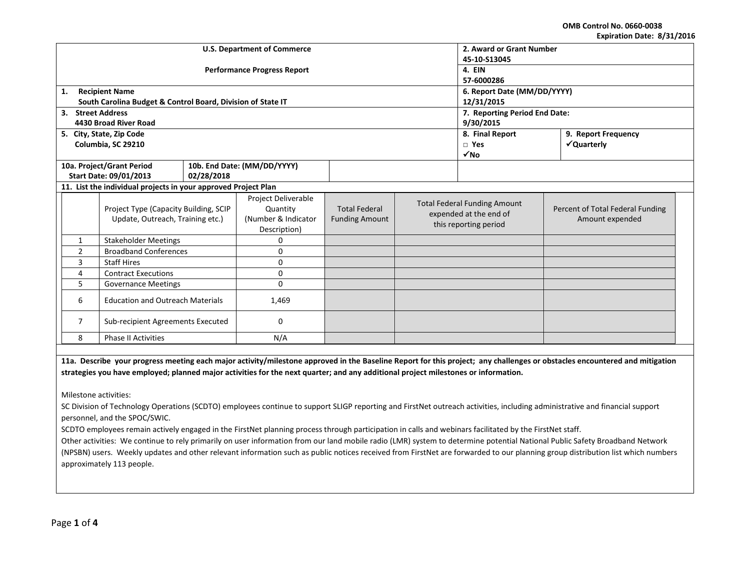OMB Control No. 0660-0038
Expiration Date: 8/31/2016

| U.S. Department of Commerce<br><br>Performance Progress Report | 2. Award or Grant Number<br>45-10-S13045 | |
|---|---|---|
| | 4. EIN<br>57-6000286 | |
| 1. Recipient Name<br>South Carolina Budget & Control Board, Division of State IT | 6. Report Date (MM/DD/YYYY)<br>12/31/2015 | |
| 3. Street Address<br>4430 Broad River Road | 7. Reporting Period End Date:<br>9/30/2015 | |
| 5. City, State, Zip Code<br>Columbia, SC 29210 | 8. Final Report<br>□ Yes<br>✓No | 9. Report Frequency<br>✓Quarterly |
| 10a. Project/Grant Period Start Date: 09/01/2013 — 10b. End Date: (MM/DD/YYYY) 02/28/2018 | | |

**11. List the individual projects in your approved Project Plan**

| | Project Type (Capacity Building, SCIP Update, Outreach, Training etc.) | Project Deliverable Quantity (Number & Indicator Description) | Total Federal Funding Amount | Total Federal Funding Amount expended at the end of this reporting period | Percent of Total Federal Funding Amount expended |
|---|---|---|---|---|---|
| 1 | Stakeholder Meetings | 0 | | | |
| 2 | Broadband Conferences | 0 | | | |
| 3 | Staff Hires | 0 | | | |
| 4 | Contract Executions | 0 | | | |
| 5 | Governance Meetings | 0 | | | |
| 6 | Education and Outreach Materials | 1,469 | | | |
| 7 | Sub-recipient Agreements Executed | 0 | | | |
| 8 | Phase II Activities | N/A | | | |

**11a. Describe your progress meeting each major activity/milestone approved in the Baseline Report for this project; any challenges or obstacles encountered and mitigation strategies you have employed; planned major activities for the next quarter; and any additional project milestones or information.**

Milestone activities:

SC Division of Technology Operations (SCDTO) employees continue to support SLIGP reporting and FirstNet outreach activities, including administrative and financial support personnel, and the SPOC/SWIC.

SCDTO employees remain actively engaged in the FirstNet planning process through participation in calls and webinars facilitated by the FirstNet staff.

Other activities: We continue to rely primarily on user information from our land mobile radio (LMR) system to determine potential National Public Safety Broadband Network (NPSBN) users. Weekly updates and other relevant information such as public notices received from FirstNet are forwarded to our planning group distribution list which numbers approximately 113 people.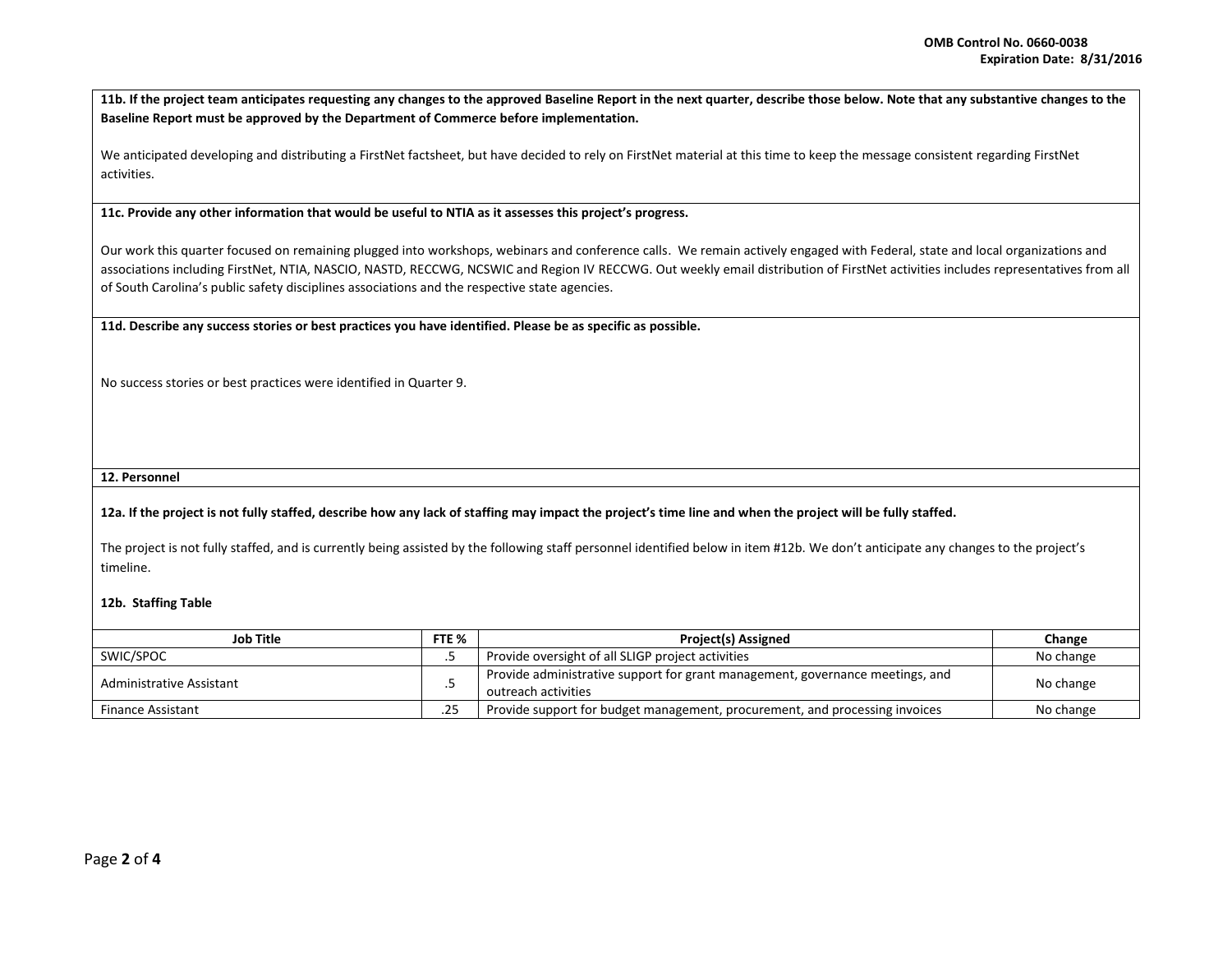**11b. If the project team anticipates requesting any changes to the approved Baseline Report in the next quarter, describe those below. Note that any substantive changes to the Baseline Report must be approved by the Department of Commerce before implementation.**

We anticipated developing and distributing a FirstNet factsheet, but have decided to rely on FirstNet material at this time to keep the message consistent regarding FirstNet activities.

**11c. Provide any other information that would be useful to NTIA as it assesses this project's progress.**

Our work this quarter focused on remaining plugged into workshops, webinars and conference calls. We remain actively engaged with Federal, state and local organizations and associations including FirstNet, NTIA, NASCIO, NASTD, RECCWG, NCSWIC and Region IV RECCWG. Out weekly email distribution of FirstNet activities includes representatives from all of South Carolina's public safety disciplines associations and the respective state agencies.

**11d. Describe any success stories or best practices you have identified. Please be as specific as possible.**

No success stories or best practices were identified in Quarter 9.

**12. Personnel**

**12a. If the project is not fully staffed, describe how any lack of staffing may impact the project's time line and when the project will be fully staffed.**

The project is not fully staffed, and is currently being assisted by the following staff personnel identified below in item #12b. We don't anticipate any changes to the project's timeline.

**12b. Staffing Table**

| Job Title | FTE % | Project(s) Assigned | Change |
|---|---|---|---|
| SWIC/SPOC | .5 | Provide oversight of all SLIGP project activities | No change |
| Administrative Assistant | .5 | Provide administrative support for grant management, governance meetings, and outreach activities | No change |
| Finance Assistant | .25 | Provide support for budget management, procurement, and processing invoices | No change |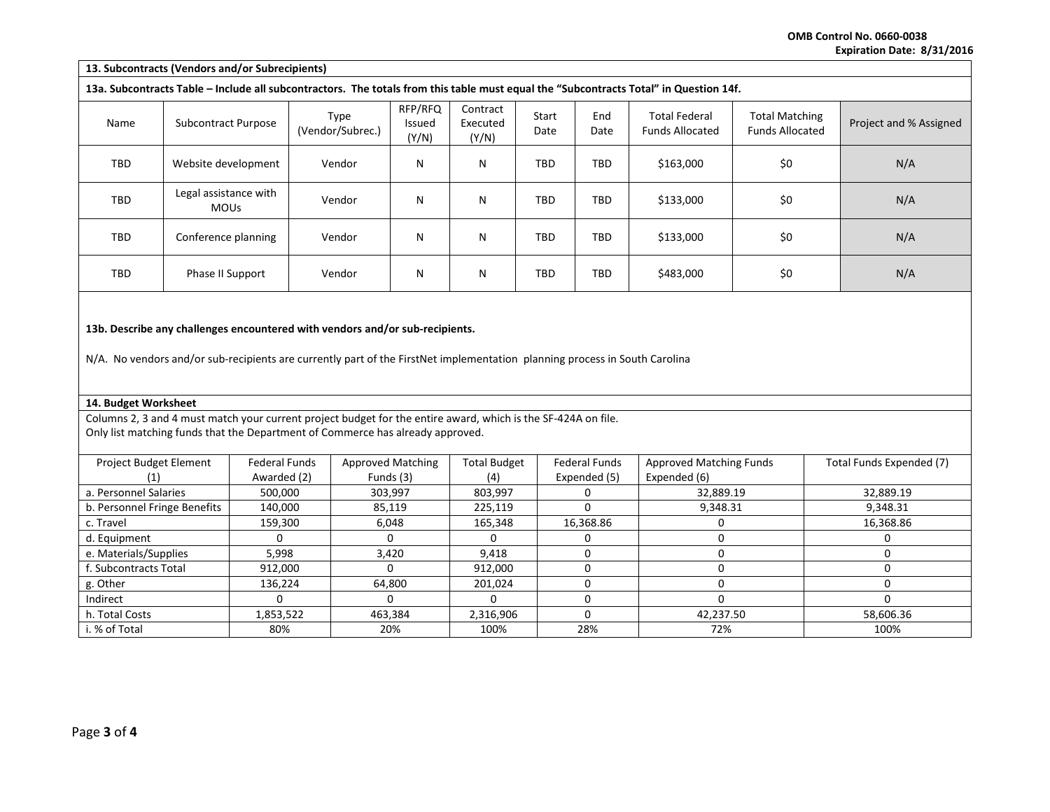OMB Control No. 0660-0038
Expiration Date: 8/31/2016

## 13. Subcontracts (Vendors and/or Subrecipients)

**13a. Subcontracts Table – Include all subcontractors. The totals from this table must equal the "Subcontracts Total" in Question 14f.**

| Name | Subcontract Purpose | Type (Vendor/Subrec.) | RFP/RFQ Issued (Y/N) | Contract Executed (Y/N) | Start Date | End Date | Total Federal Funds Allocated | Total Matching Funds Allocated | Project and % Assigned |
|---|---|---|---|---|---|---|---|---|---|
| TBD | Website development | Vendor | N | N | TBD | TBD | $163,000 | $0 | N/A |
| TBD | Legal assistance with MOUs | Vendor | N | N | TBD | TBD | $133,000 | $0 | N/A |
| TBD | Conference planning | Vendor | N | N | TBD | TBD | $133,000 | $0 | N/A |
| TBD | Phase II Support | Vendor | N | N | TBD | TBD | $483,000 | $0 | N/A |

**13b. Describe any challenges encountered with vendors and/or sub-recipients.**

N/A. No vendors and/or sub-recipients are currently part of the FirstNet implementation planning process in South Carolina

## 14. Budget Worksheet

Columns 2, 3 and 4 must match your current project budget for the entire award, which is the SF-424A on file.
Only list matching funds that the Department of Commerce has already approved.

| Project Budget Element (1) | Federal Funds Awarded (2) | Approved Matching Funds (3) | Total Budget (4) | Federal Funds Expended (5) | Approved Matching Funds Expended (6) | Total Funds Expended (7) |
|---|---|---|---|---|---|---|
| a. Personnel Salaries | 500,000 | 303,997 | 803,997 | 0 | 32,889.19 | 32,889.19 |
| b. Personnel Fringe Benefits | 140,000 | 85,119 | 225,119 | 0 | 9,348.31 | 9,348.31 |
| c. Travel | 159,300 | 6,048 | 165,348 | 16,368.86 | 0 | 16,368.86 |
| d. Equipment | 0 | 0 | 0 | 0 | 0 | 0 |
| e. Materials/Supplies | 5,998 | 3,420 | 9,418 | 0 | 0 | 0 |
| f. Subcontracts Total | 912,000 | 0 | 912,000 | 0 | 0 | 0 |
| g. Other | 136,224 | 64,800 | 201,024 | 0 | 0 | 0 |
| Indirect | 0 | 0 | 0 | 0 | 0 | 0 |
| h. Total Costs | 1,853,522 | 463,384 | 2,316,906 | 0 | 42,237.50 | 58,606.36 |
| i. % of Total | 80% | 20% | 100% | 28% | 72% | 100% |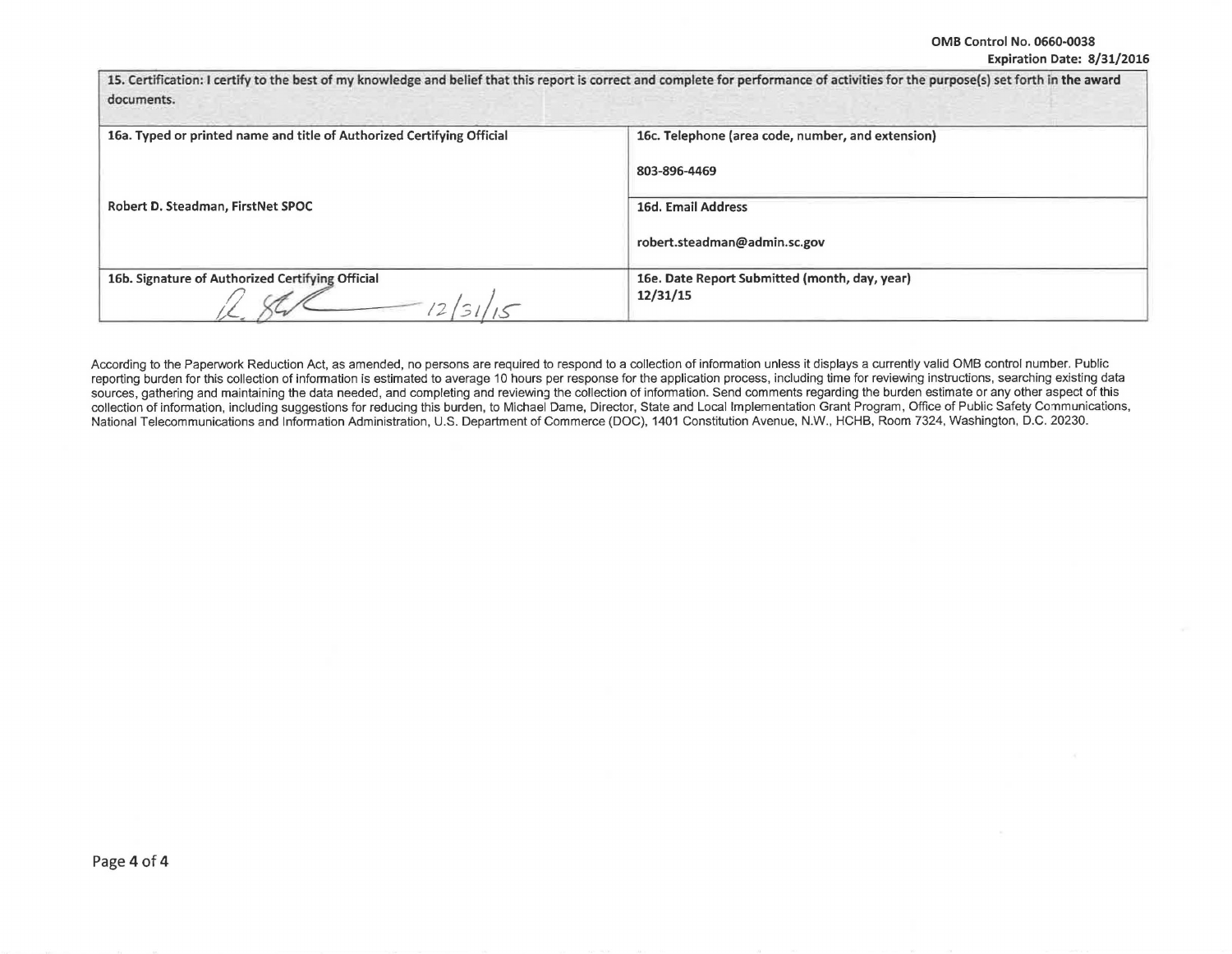OMB Control No. 0660-0038
Expiration Date: 8/31/2016

| 15. Certification: I certify to the best of my knowledge and belief that this report is correct and complete for performance of activities for the purpose(s) set forth in the award documents. | |
|---|---|
| 16a. Typed or printed name and title of Authorized Certifying Official<br><br>Robert D. Steadman, FirstNet SPOC | 16c. Telephone (area code, number, and extension)<br>803-896-4469<br><br>16d. Email Address<br>robert.steadman@admin.sc.gov |
| 16b. Signature of Authorized Certifying Official<br>R. St 12/31/15 | 16e. Date Report Submitted (month, day, year)<br>12/31/15 |

According to the Paperwork Reduction Act, as amended, no persons are required to respond to a collection of information unless it displays a currently valid OMB control number. Public reporting burden for this collection of information is estimated to average 10 hours per response for the application process, including time for reviewing instructions, searching existing data sources, gathering and maintaining the data needed, and completing and reviewing the collection of information. Send comments regarding the burden estimate or any other aspect of this collection of information, including suggestions for reducing this burden, to Michael Dame, Director, State and Local Implementation Grant Program, Office of Public Safety Communications, National Telecommunications and Information Administration, U.S. Department of Commerce (DOC), 1401 Constitution Avenue, N.W., HCHB, Room 7324, Washington, D.C. 20230.